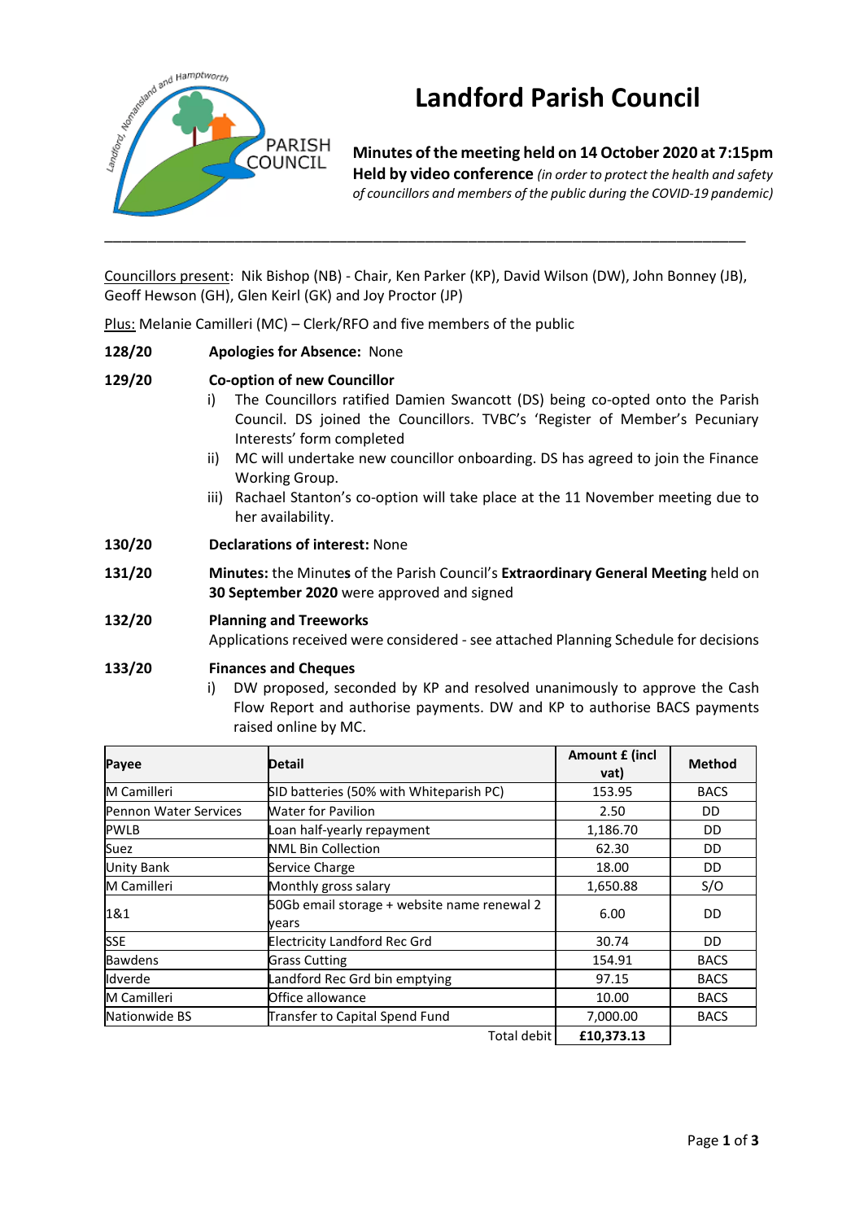# Landford Parish Council

**Minutes of the meeting held on 14 October 2020 at 7:15pm**
**Held by video conference** *(in order to protect the health and safety of councillors and members of the public during the COVID-19 pandemic)*

---

Councillors present: Nik Bishop (NB) - Chair, Ken Parker (KP), David Wilson (DW), John Bonney (JB), Geoff Hewson (GH), Glen Keirl (GK) and Joy Proctor (JP)

Plus: Melanie Camilleri (MC) – Clerk/RFO and five members of the public

**128/20** **Apologies for Absence:** None

**129/20** **Co-option of new Councillor**

i) The Councillors ratified Damien Swancott (DS) being co-opted onto the Parish Council. DS joined the Councillors. TVBC's 'Register of Member's Pecuniary Interests' form completed

ii) MC will undertake new councillor onboarding. DS has agreed to join the Finance Working Group.

iii) Rachael Stanton's co-option will take place at the 11 November meeting due to her availability.

**130/20** **Declarations of interest:** None

**131/20** **Minutes:** the Minutes of the Parish Council's **Extraordinary General Meeting** held on **30 September 2020** were approved and signed

**132/20** **Planning and Treeworks**

Applications received were considered - see attached Planning Schedule for decisions

**133/20** **Finances and Cheques**

i) DW proposed, seconded by KP and resolved unanimously to approve the Cash Flow Report and authorise payments. DW and KP to authorise BACS payments raised online by MC.

| Payee | Detail | Amount £ (incl vat) | Method |
|---|---|---|---|
| M Camilleri | SID batteries (50% with Whiteparish PC) | 153.95 | BACS |
| Pennon Water Services | Water for Pavilion | 2.50 | DD |
| PWLB | Loan half-yearly repayment | 1,186.70 | DD |
| Suez | NML Bin Collection | 62.30 | DD |
| Unity Bank | Service Charge | 18.00 | DD |
| M Camilleri | Monthly gross salary | 1,650.88 | S/O |
| 1&1 | 50Gb email storage + website name renewal 2 years | 6.00 | DD |
| SSE | Electricity Landford Rec Grd | 30.74 | DD |
| Bawdens | Grass Cutting | 154.91 | BACS |
| Idverde | Landford Rec Grd bin emptying | 97.15 | BACS |
| M Camilleri | Office allowance | 10.00 | BACS |
| Nationwide BS | Transfer to Capital Spend Fund | 7,000.00 | BACS |
| | Total debit | **£10,373.13** | |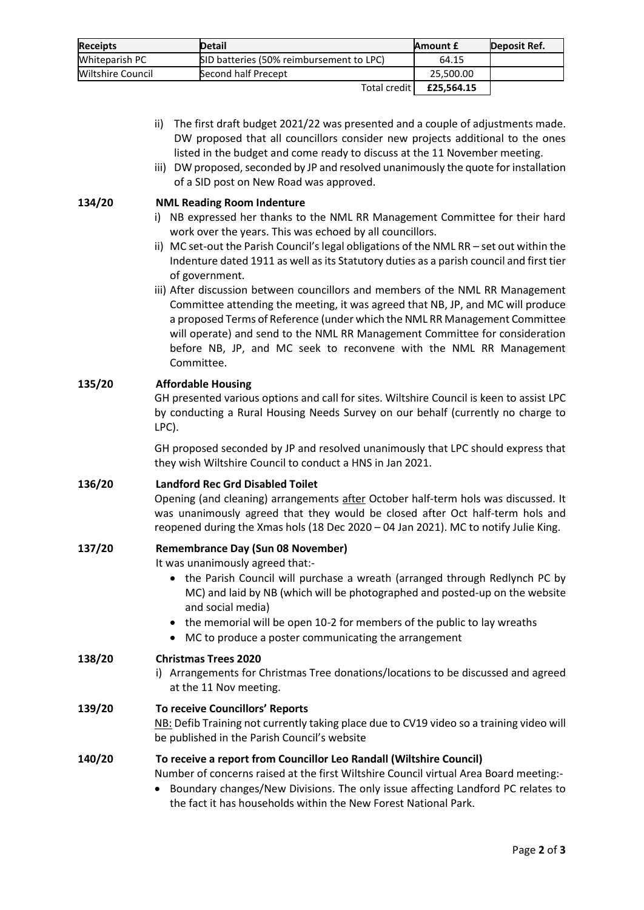| Receipts | Detail | Amount £ | Deposit Ref. |
|---|---|---|---|
| Whiteparish PC | SID batteries (50% reimbursement to LPC) | 64.15 | |
| Wiltshire Council | Second half Precept | 25,500.00 | |
| | Total credit | **£25,564.15** | |

ii) The first draft budget 2021/22 was presented and a couple of adjustments made. DW proposed that all councillors consider new projects additional to the ones listed in the budget and come ready to discuss at the 11 November meeting.

iii) DW proposed, seconded by JP and resolved unanimously the quote for installation of a SID post on New Road was approved.

**134/20 NML Reading Room Indenture**

i) NB expressed her thanks to the NML RR Management Committee for their hard work over the years. This was echoed by all councillors.

ii) MC set-out the Parish Council's legal obligations of the NML RR – set out within the Indenture dated 1911 as well as its Statutory duties as a parish council and first tier of government.

iii) After discussion between councillors and members of the NML RR Management Committee attending the meeting, it was agreed that NB, JP, and MC will produce a proposed Terms of Reference (under which the NML RR Management Committee will operate) and send to the NML RR Management Committee for consideration before NB, JP, and MC seek to reconvene with the NML RR Management Committee.

**135/20 Affordable Housing**

GH presented various options and call for sites. Wiltshire Council is keen to assist LPC by conducting a Rural Housing Needs Survey on our behalf (currently no charge to LPC).

GH proposed seconded by JP and resolved unanimously that LPC should express that they wish Wiltshire Council to conduct a HNS in Jan 2021.

**136/20 Landford Rec Grd Disabled Toilet**

Opening (and cleaning) arrangements after October half-term hols was discussed. It was unanimously agreed that they would be closed after Oct half-term hols and reopened during the Xmas hols (18 Dec 2020 – 04 Jan 2021). MC to notify Julie King.

**137/20 Remembrance Day (Sun 08 November)**

It was unanimously agreed that:-

- the Parish Council will purchase a wreath (arranged through Redlynch PC by MC) and laid by NB (which will be photographed and posted-up on the website and social media)
- the memorial will be open 10-2 for members of the public to lay wreaths
- MC to produce a poster communicating the arrangement

**138/20 Christmas Trees 2020**

i) Arrangements for Christmas Tree donations/locations to be discussed and agreed at the 11 Nov meeting.

**139/20 To receive Councillors' Reports**

NB: Defib Training not currently taking place due to CV19 video so a training video will be published in the Parish Council's website

**140/20 To receive a report from Councillor Leo Randall (Wiltshire Council)**

Number of concerns raised at the first Wiltshire Council virtual Area Board meeting:-

- Boundary changes/New Divisions. The only issue affecting Landford PC relates to the fact it has households within the New Forest National Park.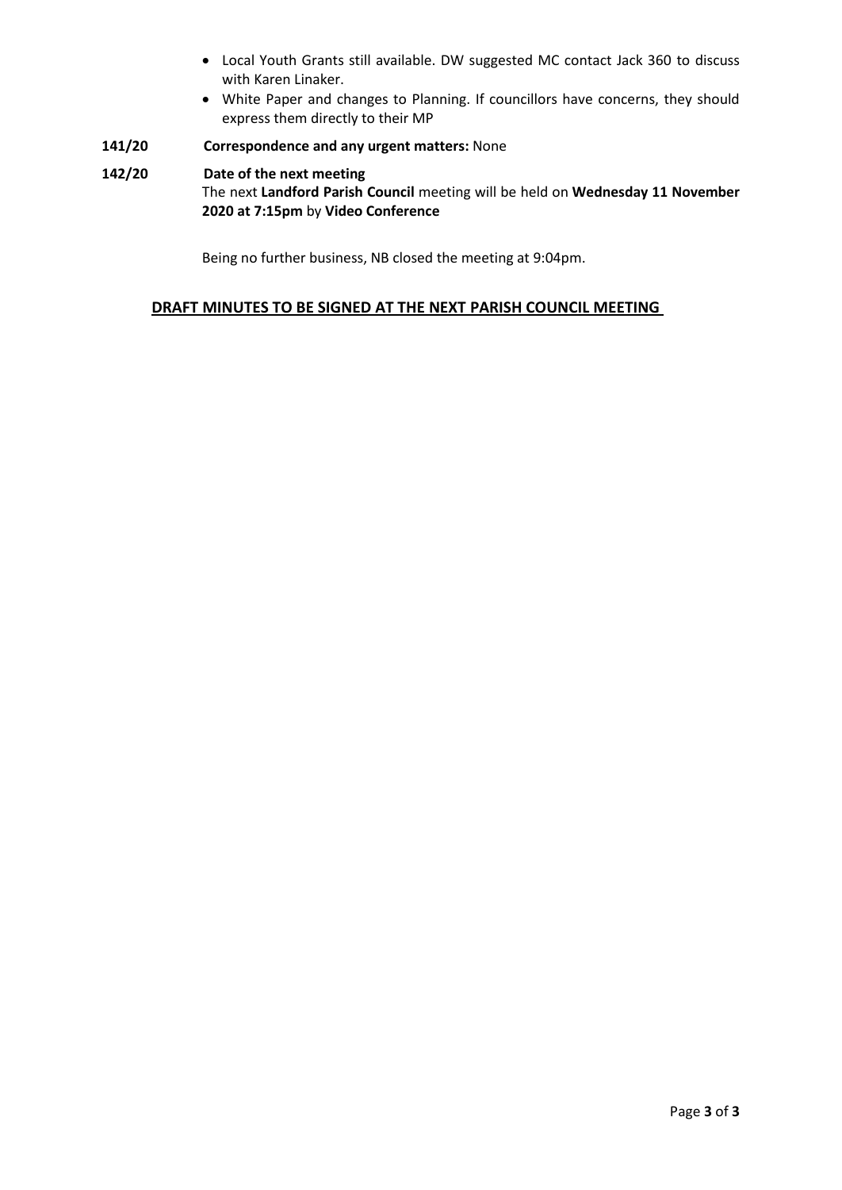- Local Youth Grants still available. DW suggested MC contact Jack 360 to discuss with Karen Linaker.
- White Paper and changes to Planning. If councillors have concerns, they should express them directly to their MP

**141/20 Correspondence and any urgent matters:** None

**142/20 Date of the next meeting**

The next **Landford Parish Council** meeting will be held on **Wednesday 11 November 2020 at 7:15pm** by **Video Conference**

Being no further business, NB closed the meeting at 9:04pm.

**DRAFT MINUTES TO BE SIGNED AT THE NEXT PARISH COUNCIL MEETING**